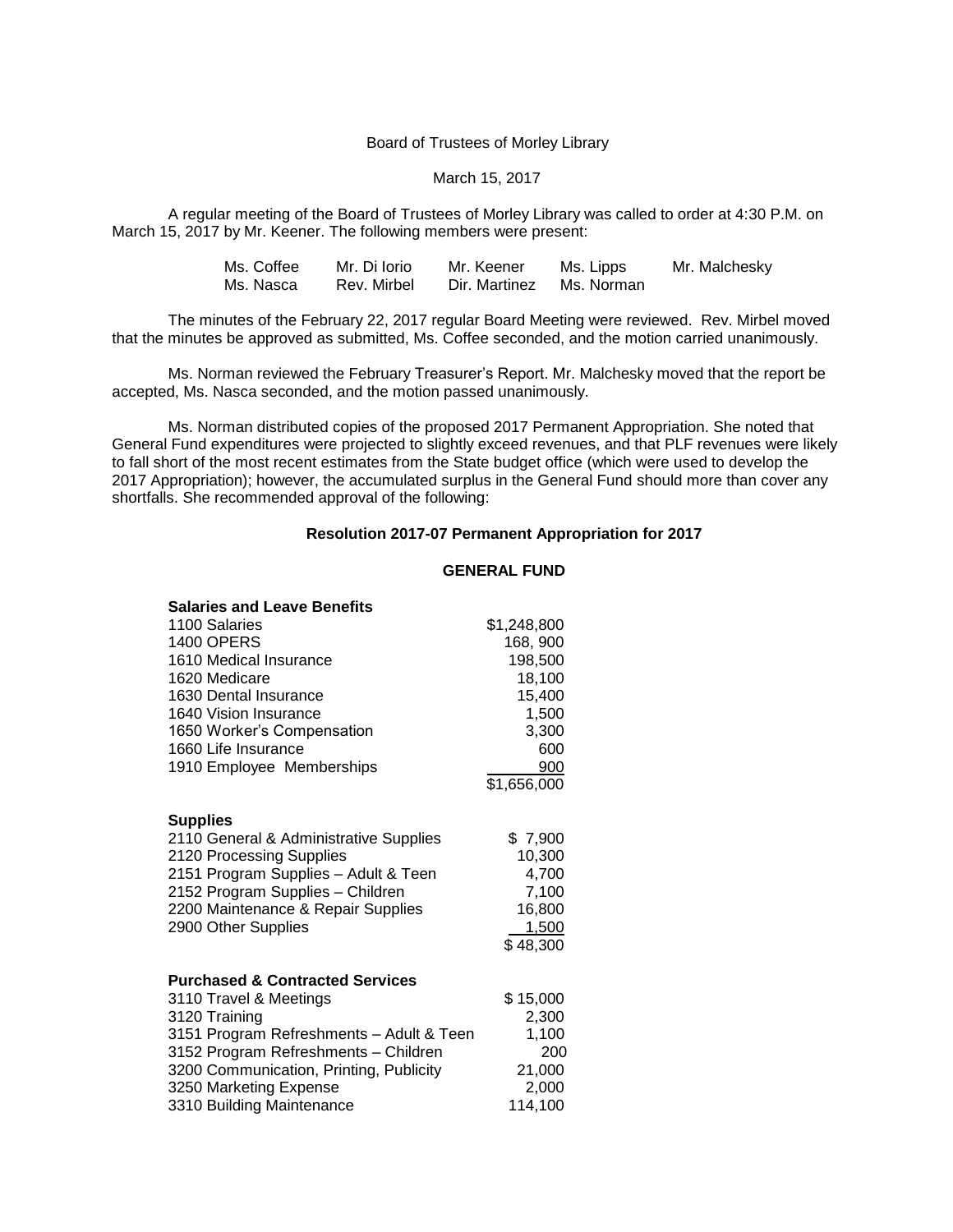Board of Trustees of Morley Library

March 15, 2017

A regular meeting of the Board of Trustees of Morley Library was called to order at 4:30 P.M. on March 15, 2017 by Mr. Keener. The following members were present:

| | | | | |
|---|---|---|---|---|
| Ms. Coffee | Mr. Di Iorio | Mr. Keener | Ms. Lipps | Mr. Malchesky |
| Ms. Nasca | Rev. Mirbel | Dir. Martinez | Ms. Norman | |

The minutes of the February 22, 2017 regular Board Meeting were reviewed. Rev. Mirbel moved that the minutes be approved as submitted, Ms. Coffee seconded, and the motion carried unanimously.

Ms. Norman reviewed the February Treasurer's Report. Mr. Malchesky moved that the report be accepted, Ms. Nasca seconded, and the motion passed unanimously.

Ms. Norman distributed copies of the proposed 2017 Permanent Appropriation. She noted that General Fund expenditures were projected to slightly exceed revenues, and that PLF revenues were likely to fall short of the most recent estimates from the State budget office (which were used to develop the 2017 Appropriation); however, the accumulated surplus in the General Fund should more than cover any shortfalls. She recommended approval of the following:

**Resolution 2017-07 Permanent Appropriation for 2017**

**GENERAL FUND**

| **Salaries and Leave Benefits** | |
|---|---|
| 1100 Salaries | $1,248,800 |
| 1400 OPERS | 168, 900 |
| 1610 Medical Insurance | 198,500 |
| 1620 Medicare | 18,100 |
| 1630 Dental Insurance | 15,400 |
| 1640 Vision Insurance | 1,500 |
| 1650 Worker's Compensation | 3,300 |
| 1660 Life Insurance | 600 |
| 1910 Employee Memberships | 900 |
| | $1,656,000 |

| **Supplies** | |
|---|---|
| 2110 General & Administrative Supplies | $ 7,900 |
| 2120 Processing Supplies | 10,300 |
| 2151 Program Supplies – Adult & Teen | 4,700 |
| 2152 Program Supplies – Children | 7,100 |
| 2200 Maintenance & Repair Supplies | 16,800 |
| 2900 Other Supplies | 1,500 |
| | $ 48,300 |

| **Purchased & Contracted Services** | |
|---|---|
| 3110 Travel & Meetings | $ 15,000 |
| 3120 Training | 2,300 |
| 3151 Program Refreshments – Adult & Teen | 1,100 |
| 3152 Program Refreshments – Children | 200 |
| 3200 Communication, Printing, Publicity | 21,000 |
| 3250 Marketing Expense | 2,000 |
| 3310 Building Maintenance | 114,100 |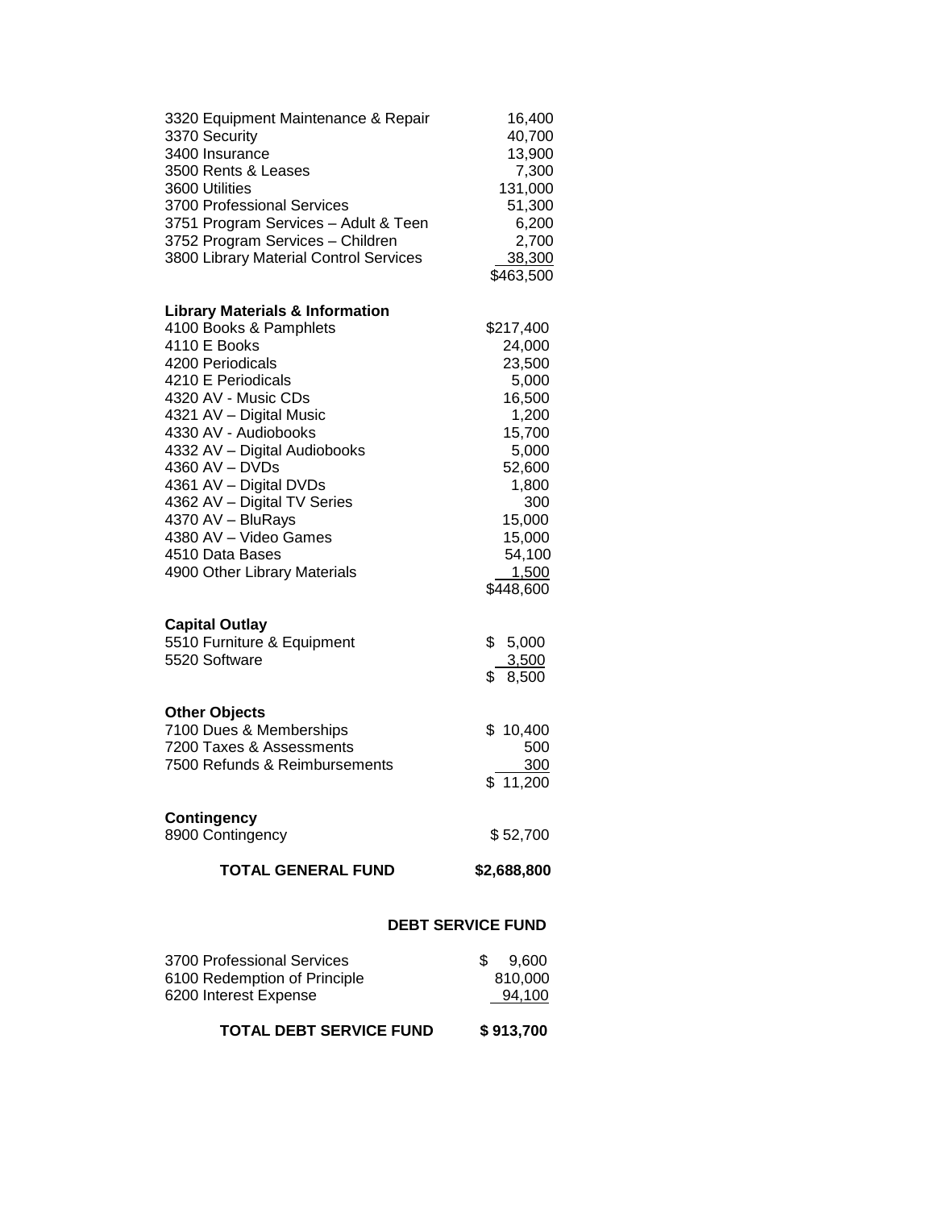| | |
|---|---|
| 3320 Equipment Maintenance & Repair | 16,400 |
| 3370 Security | 40,700 |
| 3400 Insurance | 13,900 |
| 3500 Rents & Leases | 7,300 |
| 3600 Utilities | 131,000 |
| 3700 Professional Services | 51,300 |
| 3751 Program Services – Adult & Teen | 6,200 |
| 3752 Program Services – Children | 2,700 |
| 3800 Library Material Control Services | 38,300 |
| | $463,500 |

**Library Materials & Information**

| | |
|---|---|
| 4100 Books & Pamphlets | $217,400 |
| 4110 E Books | 24,000 |
| 4200 Periodicals | 23,500 |
| 4210 E Periodicals | 5,000 |
| 4320 AV - Music CDs | 16,500 |
| 4321 AV – Digital Music | 1,200 |
| 4330 AV - Audiobooks | 15,700 |
| 4332 AV – Digital Audiobooks | 5,000 |
| 4360 AV – DVDs | 52,600 |
| 4361 AV – Digital DVDs | 1,800 |
| 4362 AV – Digital TV Series | 300 |
| 4370 AV – BluRays | 15,000 |
| 4380 AV – Video Games | 15,000 |
| 4510 Data Bases | 54,100 |
| 4900 Other Library Materials | 1,500 |
| | $448,600 |

**Capital Outlay**

| | |
|---|---|
| 5510 Furniture & Equipment | $ 5,000 |
| 5520 Software | 3,500 |
| | $ 8,500 |

**Other Objects**

| | |
|---|---|
| 7100 Dues & Memberships | $ 10,400 |
| 7200 Taxes & Assessments | 500 |
| 7500 Refunds & Reimbursements | 300 |
| | $ 11,200 |

**Contingency**

| | |
|---|---|
| 8900 Contingency | $ 52,700 |

| | |
|---|---|
| **TOTAL GENERAL FUND** | **$2,688,800** |

**DEBT SERVICE FUND**

| | |
|---|---|
| 3700 Professional Services | $ 9,600 |
| 6100 Redemption of Principle | 810,000 |
| 6200 Interest Expense | 94,100 |
| **TOTAL DEBT SERVICE FUND** | **$ 913,700** |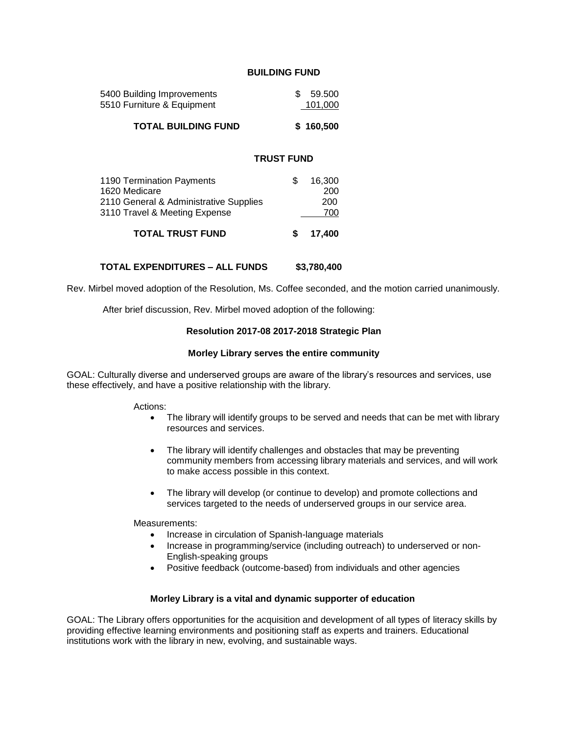**BUILDING FUND**

| | |
|---|---|
| 5400 Building Improvements | $ 59.500 |
| 5510 Furniture & Equipment | 101,000 |
| **TOTAL BUILDING FUND** | **$ 160,500** |

**TRUST FUND**

| | |
|---|---|
| 1190 Termination Payments | $ 16,300 |
| 1620 Medicare | 200 |
| 2110 General & Administrative Supplies | 200 |
| 3110 Travel & Meeting Expense | 700 |
| **TOTAL TRUST FUND** | **$ 17,400** |

**TOTAL EXPENDITURES – ALL FUNDS $3,780,400**

Rev. Mirbel moved adoption of the Resolution, Ms. Coffee seconded, and the motion carried unanimously.

After brief discussion, Rev. Mirbel moved adoption of the following:

**Resolution 2017-08 2017-2018 Strategic Plan**

**Morley Library serves the entire community**

GOAL: Culturally diverse and underserved groups are aware of the library's resources and services, use these effectively, and have a positive relationship with the library.

Actions:

- The library will identify groups to be served and needs that can be met with library resources and services.
- The library will identify challenges and obstacles that may be preventing community members from accessing library materials and services, and will work to make access possible in this context.
- The library will develop (or continue to develop) and promote collections and services targeted to the needs of underserved groups in our service area.

Measurements:

- Increase in circulation of Spanish-language materials
- Increase in programming/service (including outreach) to underserved or non-English-speaking groups
- Positive feedback (outcome-based) from individuals and other agencies

**Morley Library is a vital and dynamic supporter of education**

GOAL: The Library offers opportunities for the acquisition and development of all types of literacy skills by providing effective learning environments and positioning staff as experts and trainers. Educational institutions work with the library in new, evolving, and sustainable ways.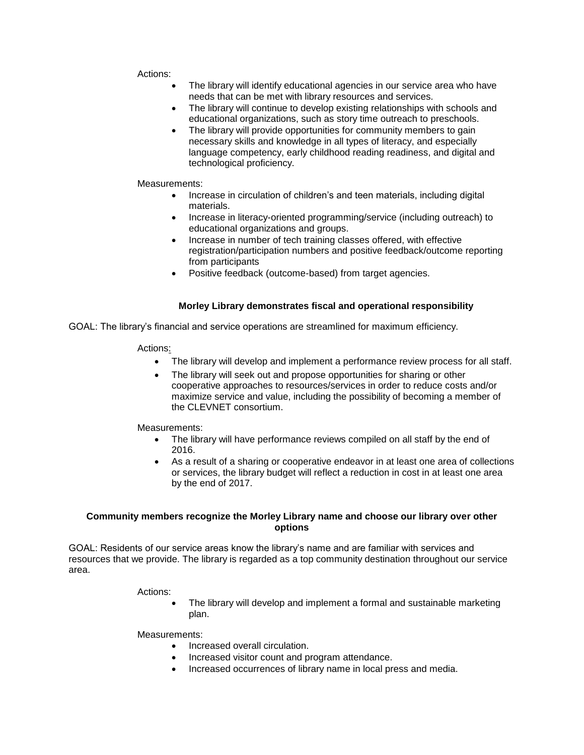Actions:

- The library will identify educational agencies in our service area who have needs that can be met with library resources and services.
- The library will continue to develop existing relationships with schools and educational organizations, such as story time outreach to preschools.
- The library will provide opportunities for community members to gain necessary skills and knowledge in all types of literacy, and especially language competency, early childhood reading readiness, and digital and technological proficiency.

Measurements:

- Increase in circulation of children's and teen materials, including digital materials.
- Increase in literacy-oriented programming/service (including outreach) to educational organizations and groups.
- Increase in number of tech training classes offered, with effective registration/participation numbers and positive feedback/outcome reporting from participants
- Positive feedback (outcome-based) from target agencies.

### Morley Library demonstrates fiscal and operational responsibility

GOAL: The library's financial and service operations are streamlined for maximum efficiency.

Actions:

- The library will develop and implement a performance review process for all staff.
- The library will seek out and propose opportunities for sharing or other cooperative approaches to resources/services in order to reduce costs and/or maximize service and value, including the possibility of becoming a member of the CLEVNET consortium.

Measurements:

- The library will have performance reviews compiled on all staff by the end of 2016.
- As a result of a sharing or cooperative endeavor in at least one area of collections or services, the library budget will reflect a reduction in cost in at least one area by the end of 2017.

### Community members recognize the Morley Library name and choose our library over other options

GOAL: Residents of our service areas know the library's name and are familiar with services and resources that we provide. The library is regarded as a top community destination throughout our service area.

Actions:

- The library will develop and implement a formal and sustainable marketing plan.

Measurements:

- Increased overall circulation.
- Increased visitor count and program attendance.
- Increased occurrences of library name in local press and media.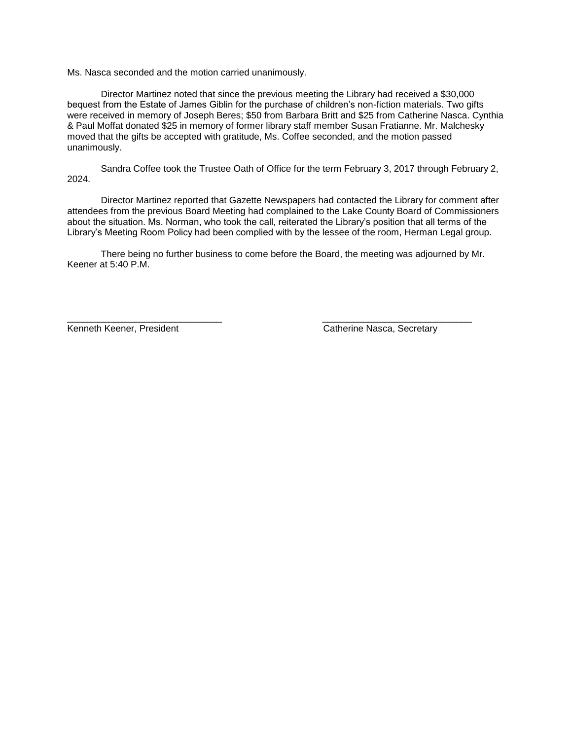Ms. Nasca seconded and the motion carried unanimously.

Director Martinez noted that since the previous meeting the Library had received a $30,000 bequest from the Estate of James Giblin for the purchase of children's non-fiction materials. Two gifts were received in memory of Joseph Beres; $50 from Barbara Britt and $25 from Catherine Nasca. Cynthia & Paul Moffat donated $25 in memory of former library staff member Susan Fratianne. Mr. Malchesky moved that the gifts be accepted with gratitude, Ms. Coffee seconded, and the motion passed unanimously.

Sandra Coffee took the Trustee Oath of Office for the term February 3, 2017 through February 2, 2024.

Director Martinez reported that Gazette Newspapers had contacted the Library for comment after attendees from the previous Board Meeting had complained to the Lake County Board of Commissioners about the situation. Ms. Norman, who took the call, reiterated the Library's position that all terms of the Library's Meeting Room Policy had been complied with by the lessee of the room, Herman Legal group.

There being no further business to come before the Board, the meeting was adjourned by Mr. Keener at 5:40 P.M.

\_\_\_\_\_\_\_\_\_\_\_\_\_\_\_\_\_\_\_\_\_\_\_\_\_\_\_\_\_\_
Kenneth Keener, President

\_\_\_\_\_\_\_\_\_\_\_\_\_\_\_\_\_\_\_\_\_\_\_\_\_\_\_\_\_\_
Catherine Nasca, Secretary